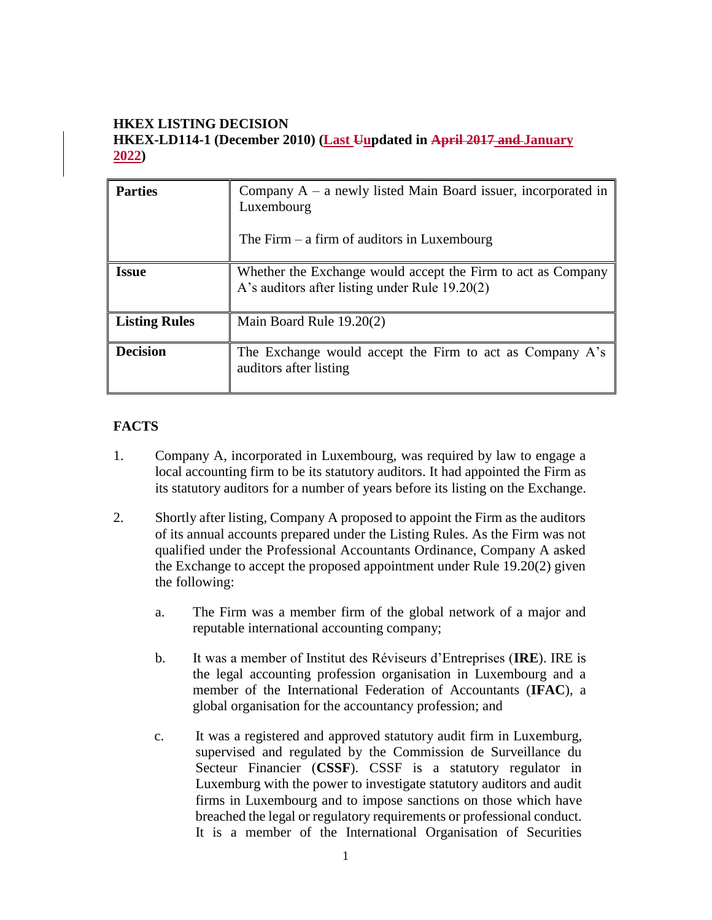**HKEX LISTING DECISION**
**HKEX-LD114-1 (December 2010) (Last ~~U~~updated in ~~April 2017 and~~ January 2022)**

| **Parties** | Company A – a newly listed Main Board issuer, incorporated in Luxembourg<br><br>The Firm – a firm of auditors in Luxembourg |
|---|---|
| **Issue** | Whether the Exchange would accept the Firm to act as Company A's auditors after listing under Rule 19.20(2) |
| **Listing Rules** | Main Board Rule 19.20(2) |
| **Decision** | The Exchange would accept the Firm to act as Company A's auditors after listing |

## FACTS

1. Company A, incorporated in Luxembourg, was required by law to engage a local accounting firm to be its statutory auditors. It had appointed the Firm as its statutory auditors for a number of years before its listing on the Exchange.

2. Shortly after listing, Company A proposed to appoint the Firm as the auditors of its annual accounts prepared under the Listing Rules. As the Firm was not qualified under the Professional Accountants Ordinance, Company A asked the Exchange to accept the proposed appointment under Rule 19.20(2) given the following:

   a. The Firm was a member firm of the global network of a major and reputable international accounting company;

   b. It was a member of Institut des Réviseurs d'Entreprises (**IRE**). IRE is the legal accounting profession organisation in Luxembourg and a member of the International Federation of Accountants (**IFAC**), a global organisation for the accountancy profession; and

   c. It was a registered and approved statutory audit firm in Luxemburg, supervised and regulated by the Commission de Surveillance du Secteur Financier (**CSSF**). CSSF is a statutory regulator in Luxemburg with the power to investigate statutory auditors and audit firms in Luxembourg and to impose sanctions on those which have breached the legal or regulatory requirements or professional conduct. It is a member of the International Organisation of Securities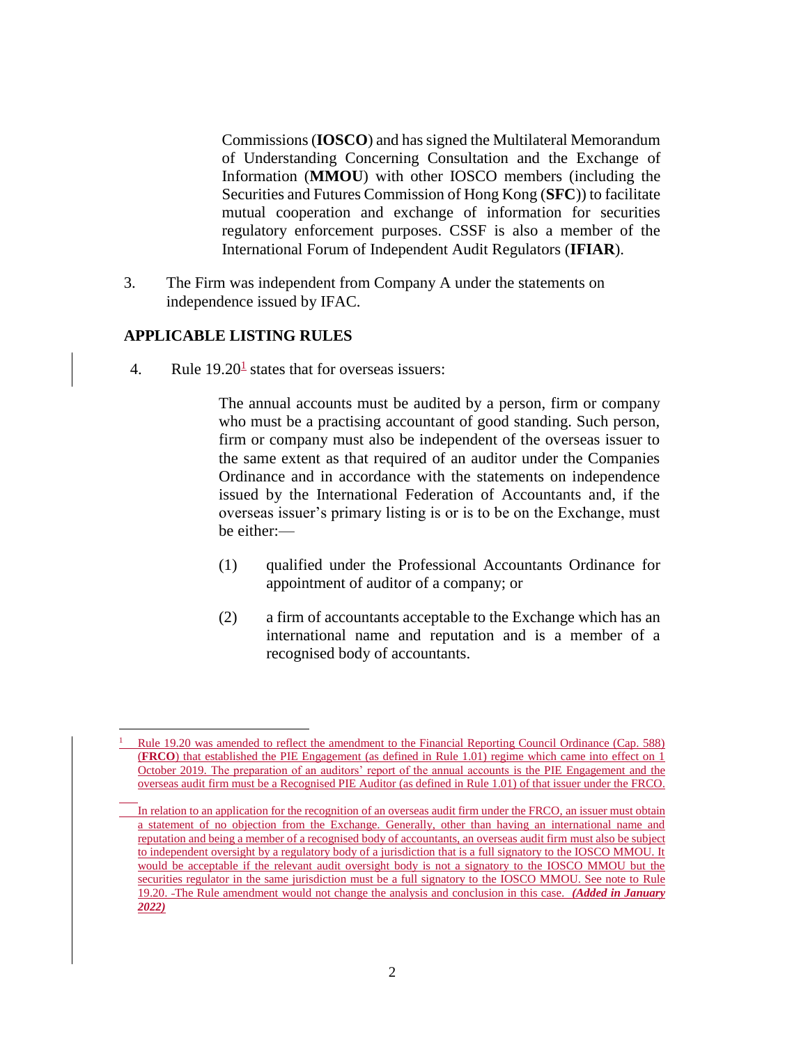Commissions (**IOSCO**) and has signed the Multilateral Memorandum of Understanding Concerning Consultation and the Exchange of Information (**MMOU**) with other IOSCO members (including the Securities and Futures Commission of Hong Kong (**SFC**)) to facilitate mutual cooperation and exchange of information for securities regulatory enforcement purposes. CSSF is also a member of the International Forum of Independent Audit Regulators (**IFIAR**).

3. The Firm was independent from Company A under the statements on independence issued by IFAC.

## APPLICABLE LISTING RULES

4. Rule 19.20[1] states that for overseas issuers:

> The annual accounts must be audited by a person, firm or company who must be a practising accountant of good standing. Such person, firm or company must also be independent of the overseas issuer to the same extent as that required of an auditor under the Companies Ordinance and in accordance with the statements on independence issued by the International Federation of Accountants and, if the overseas issuer's primary listing is or is to be on the Exchange, must be either:—
>
> (1) qualified under the Professional Accountants Ordinance for appointment of auditor of a company; or
>
> (2) a firm of accountants acceptable to the Exchange which has an international name and reputation and is a member of a recognised body of accountants.

---

[1] Rule 19.20 was amended to reflect the amendment to the Financial Reporting Council Ordinance (Cap. 588) (**FRCO**) that established the PIE Engagement (as defined in Rule 1.01) regime which came into effect on 1 October 2019. The preparation of an auditors' report of the annual accounts is the PIE Engagement and the overseas audit firm must be a Recognised PIE Auditor (as defined in Rule 1.01) of that issuer under the FRCO.

In relation to an application for the recognition of an overseas audit firm under the FRCO, an issuer must obtain a statement of no objection from the Exchange. Generally, other than having an international name and reputation and being a member of a recognised body of accountants, an overseas audit firm must also be subject to independent oversight by a regulatory body of a jurisdiction that is a full signatory to the IOSCO MMOU. It would be acceptable if the relevant audit oversight body is not a signatory to the IOSCO MMOU but the securities regulator in the same jurisdiction must be a full signatory to the IOSCO MMOU. See note to Rule 19.20. -The Rule amendment would not change the analysis and conclusion in this case. ***(Added in January 2022)***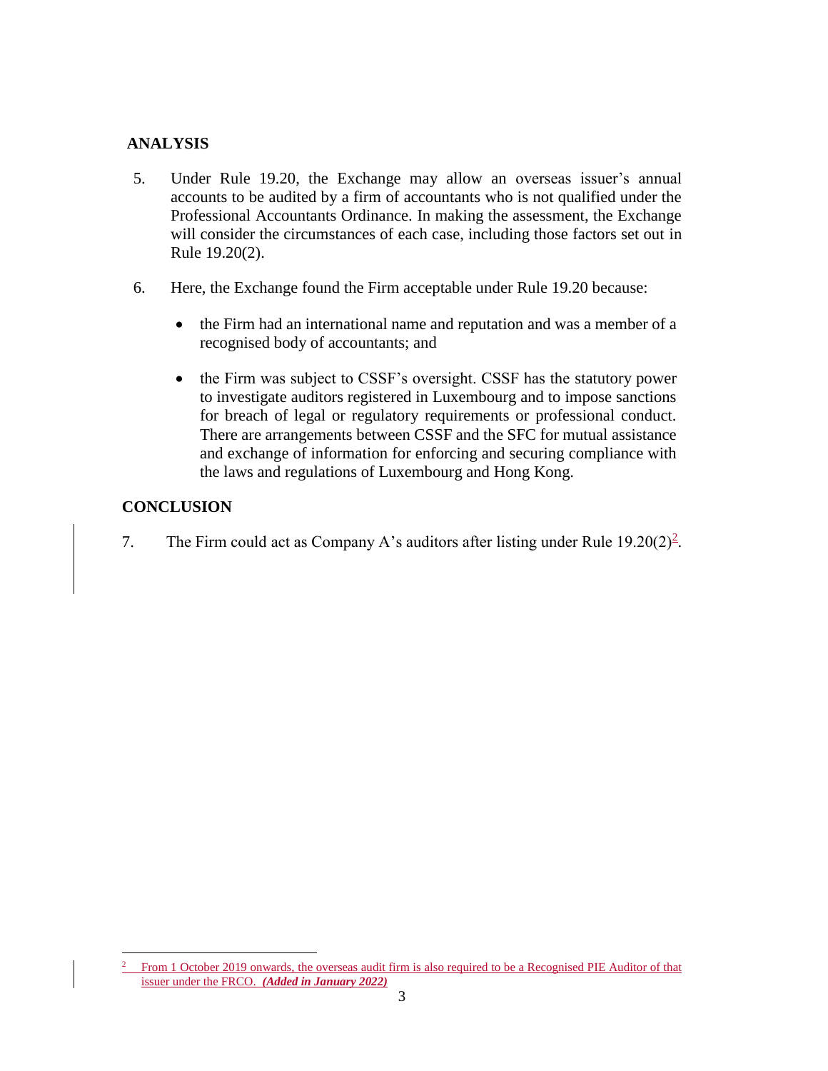## ANALYSIS

5. Under Rule 19.20, the Exchange may allow an overseas issuer's annual accounts to be audited by a firm of accountants who is not qualified under the Professional Accountants Ordinance. In making the assessment, the Exchange will consider the circumstances of each case, including those factors set out in Rule 19.20(2).

6. Here, the Exchange found the Firm acceptable under Rule 19.20 because:

   - the Firm had an international name and reputation and was a member of a recognised body of accountants; and

   - the Firm was subject to CSSF's oversight. CSSF has the statutory power to investigate auditors registered in Luxembourg and to impose sanctions for breach of legal or regulatory requirements or professional conduct. There are arrangements between CSSF and the SFC for mutual assistance and exchange of information for enforcing and securing compliance with the laws and regulations of Luxembourg and Hong Kong.

## CONCLUSION

7. The Firm could act as Company A's auditors after listing under Rule 19.20(2)[2].

---

[2] From 1 October 2019 onwards, the overseas audit firm is also required to be a Recognised PIE Auditor of that issuer under the FRCO. ***(Added in January 2022)***